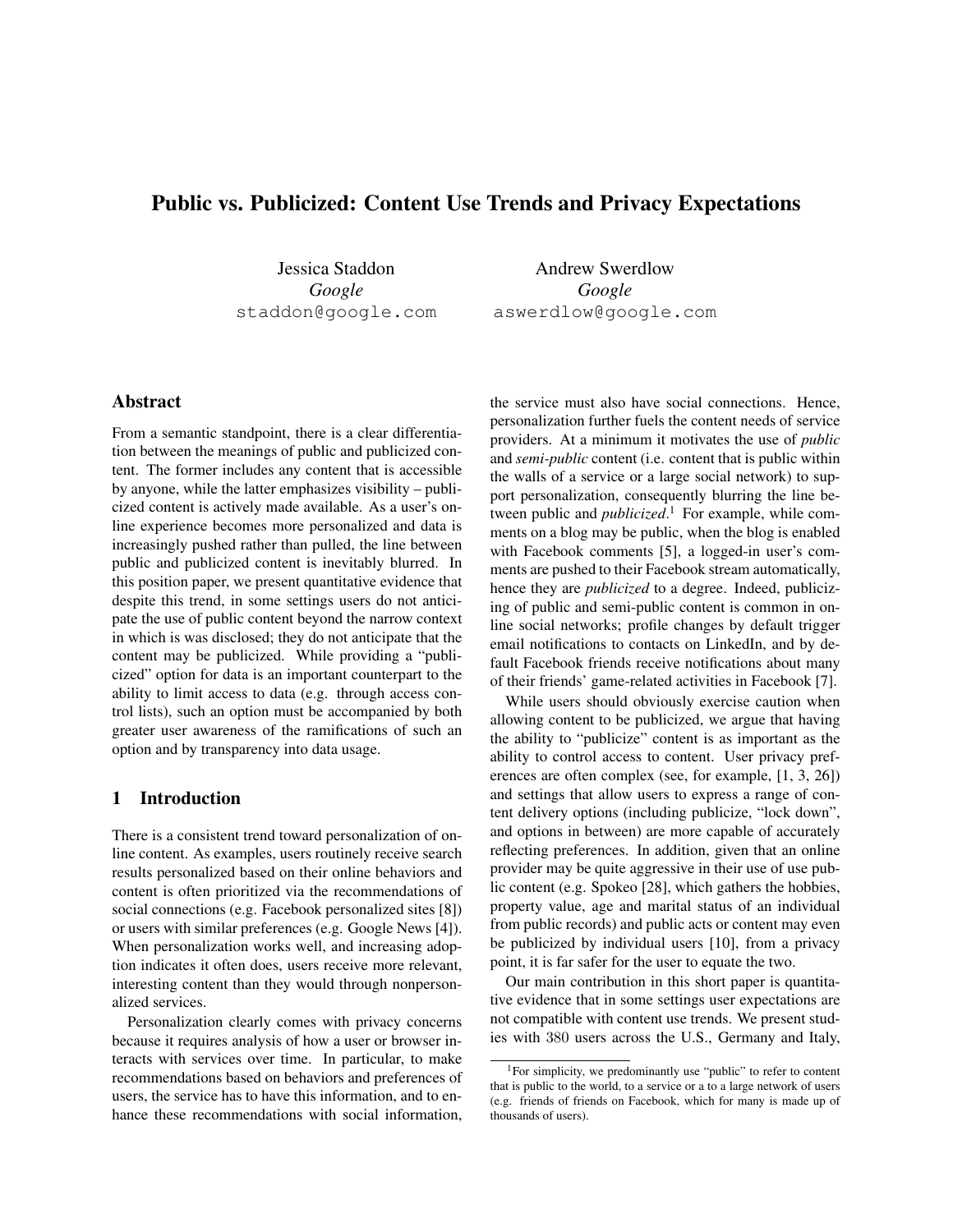# Public vs. Publicized: Content Use Trends and Privacy Expectations

Jessica Staddon
*Google*
staddon@google.com

Andrew Swerdlow
*Google*
aswerdlow@google.com

## Abstract

From a semantic standpoint, there is a clear differentiation between the meanings of public and publicized content. The former includes any content that is accessible by anyone, while the latter emphasizes visibility – publicized content is actively made available. As a user's online experience becomes more personalized and data is increasingly pushed rather than pulled, the line between public and publicized content is inevitably blurred. In this position paper, we present quantitative evidence that despite this trend, in some settings users do not anticipate the use of public content beyond the narrow context in which is was disclosed; they do not anticipate that the content may be publicized. While providing a "publicized" option for data is an important counterpart to the ability to limit access to data (e.g. through access control lists), such an option must be accompanied by both greater user awareness of the ramifications of such an option and by transparency into data usage.

## 1 Introduction

There is a consistent trend toward personalization of online content. As examples, users routinely receive search results personalized based on their online behaviors and content is often prioritized via the recommendations of social connections (e.g. Facebook personalized sites [8]) or users with similar preferences (e.g. Google News [4]). When personalization works well, and increasing adoption indicates it often does, users receive more relevant, interesting content than they would through nonpersonalized services.

Personalization clearly comes with privacy concerns because it requires analysis of how a user or browser interacts with services over time. In particular, to make recommendations based on behaviors and preferences of users, the service has to have this information, and to enhance these recommendations with social information, the service must also have social connections. Hence, personalization further fuels the content needs of service providers. At a minimum it motivates the use of *public* and *semi-public* content (i.e. content that is public within the walls of a service or a large social network) to support personalization, consequently blurring the line between public and *publicized*.[1] For example, while comments on a blog may be public, when the blog is enabled with Facebook comments [5], a logged-in user's comments are pushed to their Facebook stream automatically, hence they are *publicized* to a degree. Indeed, publicizing of public and semi-public content is common in online social networks; profile changes by default trigger email notifications to contacts on LinkedIn, and by default Facebook friends receive notifications about many of their friends' game-related activities in Facebook [7].

While users should obviously exercise caution when allowing content to be publicized, we argue that having the ability to "publicize" content is as important as the ability to control access to content. User privacy preferences are often complex (see, for example, [1, 3, 26]) and settings that allow users to express a range of content delivery options (including publicize, "lock down", and options in between) are more capable of accurately reflecting preferences. In addition, given that an online provider may be quite aggressive in their use of use public content (e.g. Spokeo [28], which gathers the hobbies, property value, age and marital status of an individual from public records) and public acts or content may even be publicized by individual users [10], from a privacy point, it is far safer for the user to equate the two.

Our main contribution in this short paper is quantitative evidence that in some settings user expectations are not compatible with content use trends. We present studies with 380 users across the U.S., Germany and Italy,

[1] For simplicity, we predominantly use "public" to refer to content that is public to the world, to a service or a to a large network of users (e.g. friends of friends on Facebook, which for many is made up of thousands of users).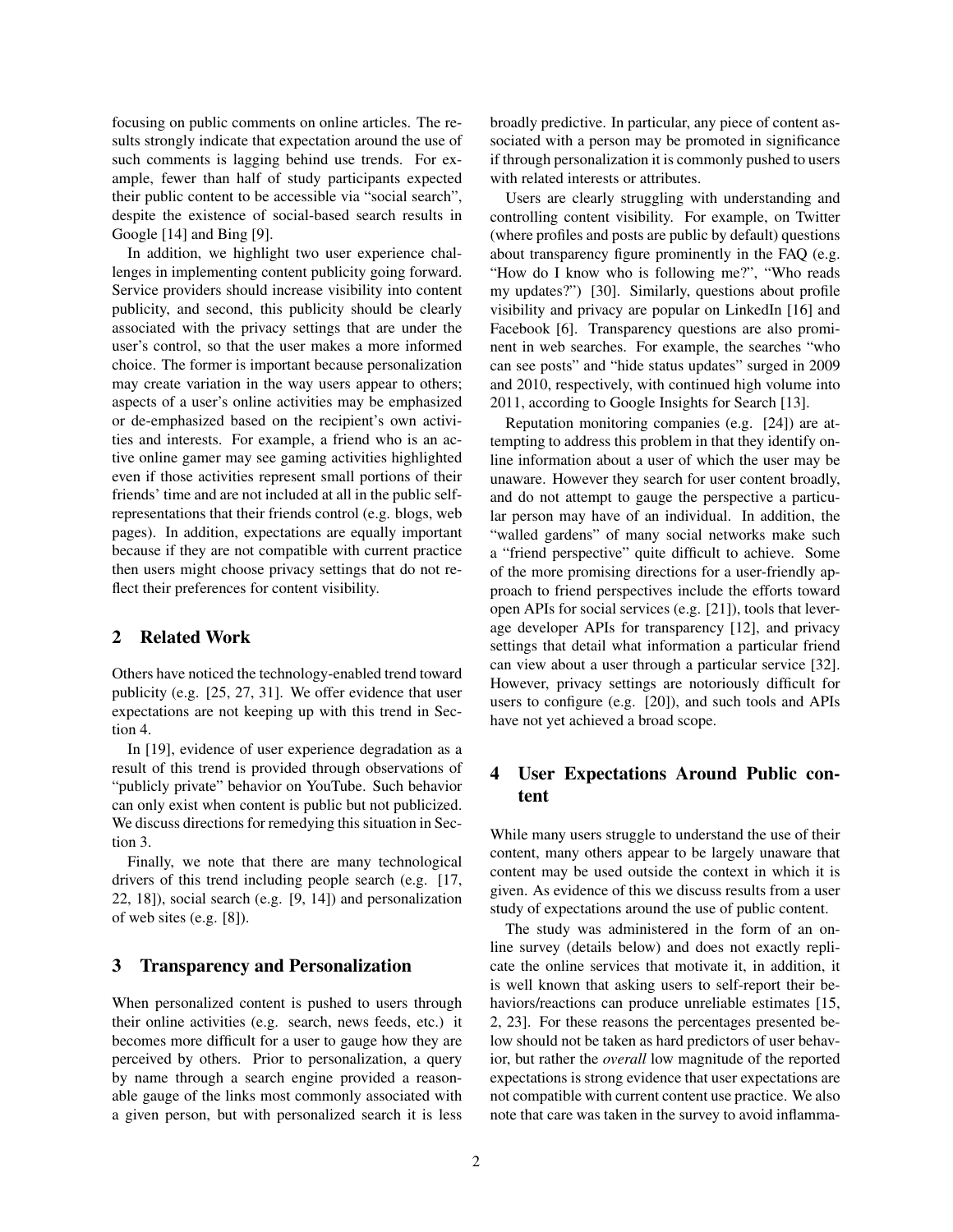focusing on public comments on online articles. The results strongly indicate that expectation around the use of such comments is lagging behind use trends. For example, fewer than half of study participants expected their public content to be accessible via "social search", despite the existence of social-based search results in Google [14] and Bing [9].

In addition, we highlight two user experience challenges in implementing content publicity going forward. Service providers should increase visibility into content publicity, and second, this publicity should be clearly associated with the privacy settings that are under the user's control, so that the user makes a more informed choice. The former is important because personalization may create variation in the way users appear to others; aspects of a user's online activities may be emphasized or de-emphasized based on the recipient's own activities and interests. For example, a friend who is an active online gamer may see gaming activities highlighted even if those activities represent small portions of their friends' time and are not included at all in the public self-representations that their friends control (e.g. blogs, web pages). In addition, expectations are equally important because if they are not compatible with current practice then users might choose privacy settings that do not reflect their preferences for content visibility.

## 2 Related Work

Others have noticed the technology-enabled trend toward publicity (e.g. [25, 27, 31]. We offer evidence that user expectations are not keeping up with this trend in Section 4.

In [19], evidence of user experience degradation as a result of this trend is provided through observations of "publicly private" behavior on YouTube. Such behavior can only exist when content is public but not publicized. We discuss directions for remedying this situation in Section 3.

Finally, we note that there are many technological drivers of this trend including people search (e.g. [17, 22, 18]), social search (e.g. [9, 14]) and personalization of web sites (e.g. [8]).

## 3 Transparency and Personalization

When personalized content is pushed to users through their online activities (e.g. search, news feeds, etc.) it becomes more difficult for a user to gauge how they are perceived by others. Prior to personalization, a query by name through a search engine provided a reasonable gauge of the links most commonly associated with a given person, but with personalized search it is less broadly predictive. In particular, any piece of content associated with a person may be promoted in significance if through personalization it is commonly pushed to users with related interests or attributes.

Users are clearly struggling with understanding and controlling content visibility. For example, on Twitter (where profiles and posts are public by default) questions about transparency figure prominently in the FAQ (e.g. "How do I know who is following me?", "Who reads my updates?") [30]. Similarly, questions about profile visibility and privacy are popular on LinkedIn [16] and Facebook [6]. Transparency questions are also prominent in web searches. For example, the searches "who can see posts" and "hide status updates" surged in 2009 and 2010, respectively, with continued high volume into 2011, according to Google Insights for Search [13].

Reputation monitoring companies (e.g. [24]) are attempting to address this problem in that they identify online information about a user of which the user may be unaware. However they search for user content broadly, and do not attempt to gauge the perspective a particular person may have of an individual. In addition, the "walled gardens" of many social networks make such a "friend perspective" quite difficult to achieve. Some of the more promising directions for a user-friendly approach to friend perspectives include the efforts toward open APIs for social services (e.g. [21]), tools that leverage developer APIs for transparency [12], and privacy settings that detail what information a particular friend can view about a user through a particular service [32]. However, privacy settings are notoriously difficult for users to configure (e.g. [20]), and such tools and APIs have not yet achieved a broad scope.

## 4 User Expectations Around Public content

While many users struggle to understand the use of their content, many others appear to be largely unaware that content may be used outside the context in which it is given. As evidence of this we discuss results from a user study of expectations around the use of public content.

The study was administered in the form of an online survey (details below) and does not exactly replicate the online services that motivate it, in addition, it is well known that asking users to self-report their behaviors/reactions can produce unreliable estimates [15, 2, 23]. For these reasons the percentages presented below should not be taken as hard predictors of user behavior, but rather the *overall* low magnitude of the reported expectations is strong evidence that user expectations are not compatible with current content use practice. We also note that care was taken in the survey to avoid inflamma-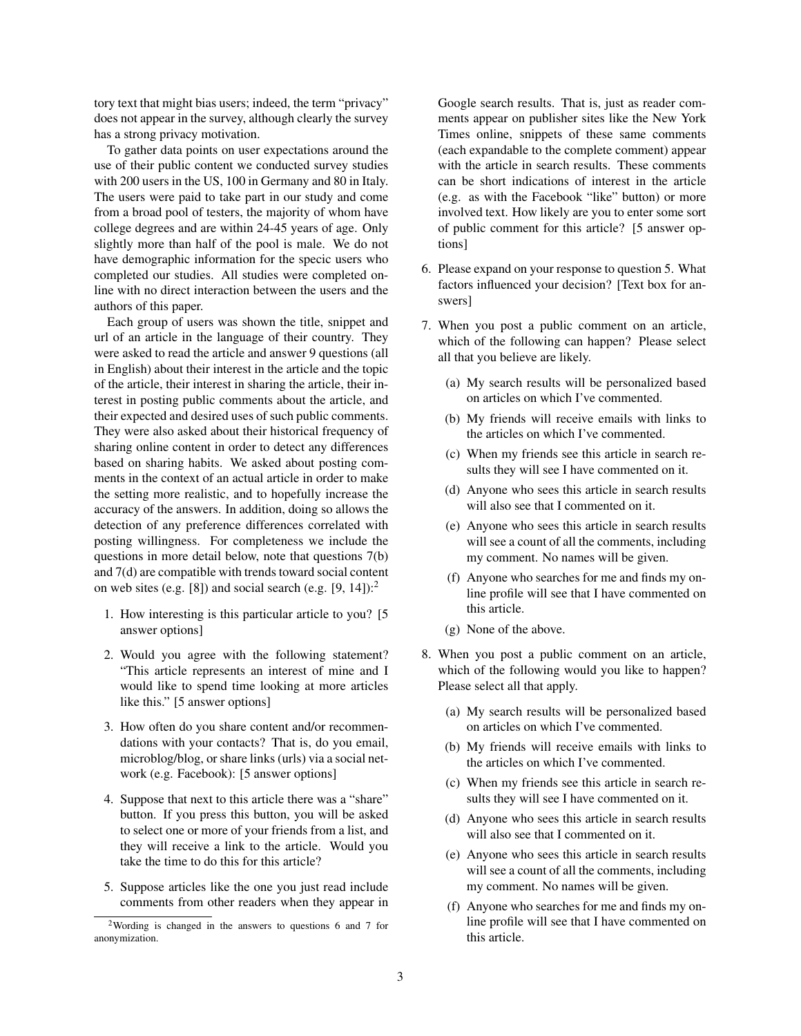tory text that might bias users; indeed, the term "privacy" does not appear in the survey, although clearly the survey has a strong privacy motivation.

To gather data points on user expectations around the use of their public content we conducted survey studies with 200 users in the US, 100 in Germany and 80 in Italy. The users were paid to take part in our study and come from a broad pool of testers, the majority of whom have college degrees and are within 24-45 years of age. Only slightly more than half of the pool is male. We do not have demographic information for the specic users who completed our studies. All studies were completed online with no direct interaction between the users and the authors of this paper.

Each group of users was shown the title, snippet and url of an article in the language of their country. They were asked to read the article and answer 9 questions (all in English) about their interest in the article and the topic of the article, their interest in sharing the article, their interest in posting public comments about the article, and their expected and desired uses of such public comments. They were also asked about their historical frequency of sharing online content in order to detect any differences based on sharing habits. We asked about posting comments in the context of an actual article in order to make the setting more realistic, and to hopefully increase the accuracy of the answers. In addition, doing so allows the detection of any preference differences correlated with posting willingness. For completeness we include the questions in more detail below, note that questions 7(b) and 7(d) are compatible with trends toward social content on web sites (e.g. [8]) and social search (e.g. [9, 14]):[2]

1. How interesting is this particular article to you? [5 answer options]
2. Would you agree with the following statement? "This article represents an interest of mine and I would like to spend time looking at more articles like this." [5 answer options]
3. How often do you share content and/or recommendations with your contacts? That is, do you email, microblog/blog, or share links (urls) via a social network (e.g. Facebook): [5 answer options]
4. Suppose that next to this article there was a "share" button. If you press this button, you will be asked to select one or more of your friends from a list, and they will receive a link to the article. Would you take the time to do this for this article?
5. Suppose articles like the one you just read include comments from other readers when they appear in Google search results. That is, just as reader comments appear on publisher sites like the New York Times online, snippets of these same comments (each expandable to the complete comment) appear with the article in search results. These comments can be short indications of interest in the article (e.g. as with the Facebook "like" button) or more involved text. How likely are you to enter some sort of public comment for this article? [5 answer options]
6. Please expand on your response to question 5. What factors influenced your decision? [Text box for answers]
7. When you post a public comment on an article, which of the following can happen? Please select all that you believe are likely.
   (a) My search results will be personalized based on articles on which I've commented.
   (b) My friends will receive emails with links to the articles on which I've commented.
   (c) When my friends see this article in search results they will see I have commented on it.
   (d) Anyone who sees this article in search results will also see that I commented on it.
   (e) Anyone who sees this article in search results will see a count of all the comments, including my comment. No names will be given.
   (f) Anyone who searches for me and finds my online profile will see that I have commented on this article.
   (g) None of the above.
8. When you post a public comment on an article, which of the following would you like to happen? Please select all that apply.
   (a) My search results will be personalized based on articles on which I've commented.
   (b) My friends will receive emails with links to the articles on which I've commented.
   (c) When my friends see this article in search results they will see I have commented on it.
   (d) Anyone who sees this article in search results will also see that I commented on it.
   (e) Anyone who sees this article in search results will see a count of all the comments, including my comment. No names will be given.
   (f) Anyone who searches for me and finds my online profile will see that I have commented on this article.

[2] Wording is changed in the answers to questions 6 and 7 for anonymization.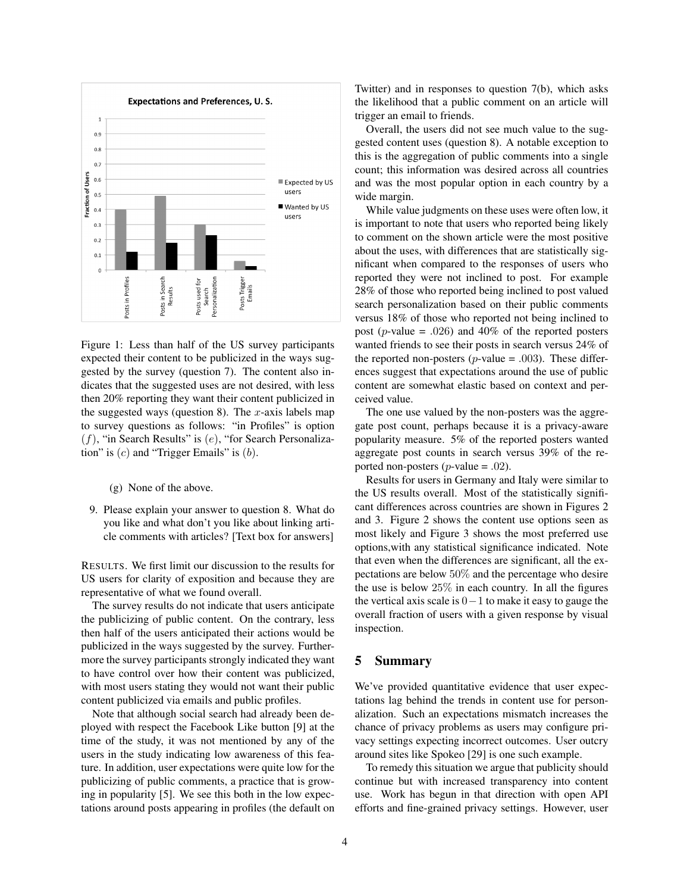Figure 1: Less than half of the US survey participants expected their content to be publicized in the ways suggested by the survey (question 7). The content also indicates that the suggested uses are not desired, with less then 20% reporting they want their content publicized in the suggested ways (question 8). The $x$-axis labels map to survey questions as follows: "in Profiles" is option $(f)$, "in Search Results" is $(e)$, "for Search Personalization" is $(c)$ and "Trigger Emails" is $(b)$.

(g) None of the above.

9. Please explain your answer to question 8. What do you like and what don't you like about linking article comments with articles? [Text box for answers]

RESULTS. We first limit our discussion to the results for US users for clarity of exposition and because they are representative of what we found overall.

The survey results do not indicate that users anticipate the publicizing of public content. On the contrary, less then half of the users anticipated their actions would be publicized in the ways suggested by the survey. Furthermore the survey participants strongly indicated they want to have control over how their content was publicized, with most users stating they would not want their public content publicized via emails and public profiles.

Note that although social search had already been deployed with respect the Facebook Like button [9] at the time of the study, it was not mentioned by any of the users in the study indicating low awareness of this feature. In addition, user expectations were quite low for the publicizing of public comments, a practice that is growing in popularity [5]. We see this both in the low expectations around posts appearing in profiles (the default on Twitter) and in responses to question 7(b), which asks the likelihood that a public comment on an article will trigger an email to friends.

Overall, the users did not see much value to the suggested content uses (question 8). A notable exception to this is the aggregation of public comments into a single count; this information was desired across all countries and was the most popular option in each country by a wide margin.

While value judgments on these uses were often low, it is important to note that users who reported being likely to comment on the shown article were the most positive about the uses, with differences that are statistically significant when compared to the responses of users who reported they were not inclined to post. For example 28% of those who reported being inclined to post valued search personalization based on their public comments versus 18% of those who reported not being inclined to post ($p$-value = .026) and 40% of the reported posters wanted friends to see their posts in search versus 24% of the reported non-posters ($p$-value = .003). These differences suggest that expectations around the use of public content are somewhat elastic based on context and perceived value.

The one use valued by the non-posters was the aggregate post count, perhaps because it is a privacy-aware popularity measure. 5% of the reported posters wanted aggregate post counts in search versus 39% of the reported non-posters ($p$-value = .02).

Results for users in Germany and Italy were similar to the US results overall. Most of the statistically significant differences across countries are shown in Figures 2 and 3. Figure 2 shows the content use options seen as most likely and Figure 3 shows the most preferred use options,with any statistical significance indicated. Note that even when the differences are significant, all the expectations are below $50\%$ and the percentage who desire the use is below $25\%$ in each country. In all the figures the vertical axis scale is $0-1$ to make it easy to gauge the overall fraction of users with a given response by visual inspection.

## 5 Summary

We've provided quantitative evidence that user expectations lag behind the trends in content use for personalization. Such an expectations mismatch increases the chance of privacy problems as users may configure privacy settings expecting incorrect outcomes. User outcry around sites like Spokeo [29] is one such example.

To remedy this situation we argue that publicity should continue but with increased transparency into content use. Work has begun in that direction with open API efforts and fine-grained privacy settings. However, user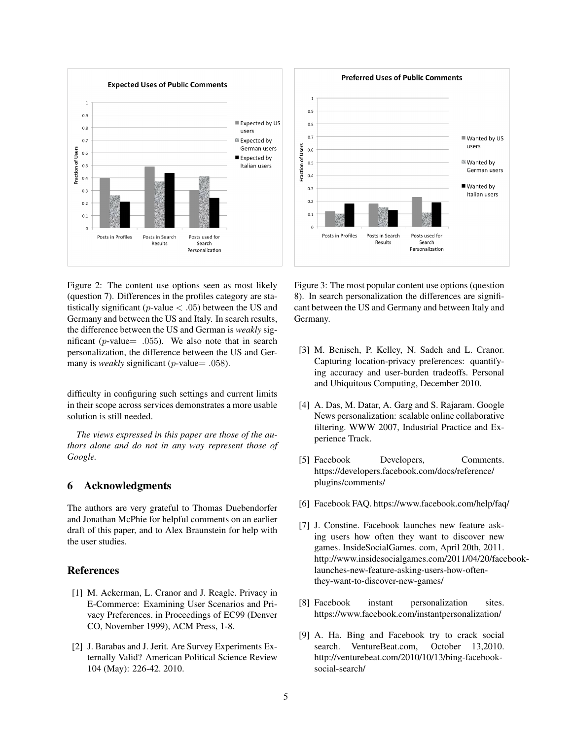Figure 2: The content use options seen as most likely (question 7). Differences in the profiles category are statistically significant ($p$-value $< .05$) between the US and Germany and between the US and Italy. In search results, the difference between the US and German is *weakly* significant ($p$-value$=$ .055). We also note that in search personalization, the difference between the US and Germany is *weakly* significant ($p$-value$=$ .058).

Figure 3: The most popular content use options (question 8). In search personalization the differences are significant between the US and Germany and between Italy and Germany.

difficulty in configuring such settings and current limits in their scope across services demonstrates a more usable solution is still needed.

*The views expressed in this paper are those of the authors alone and do not in any way represent those of Google.*

## 6 Acknowledgments

The authors are very grateful to Thomas Duebendorfer and Jonathan McPhie for helpful comments on an earlier draft of this paper, and to Alex Braunstein for help with the user studies.

## References

[1] M. Ackerman, L. Cranor and J. Reagle. Privacy in E-Commerce: Examining User Scenarios and Privacy Preferences. in Proceedings of EC99 (Denver CO, November 1999), ACM Press, 1-8.

[2] J. Barabas and J. Jerit. Are Survey Experiments Externally Valid? American Political Science Review 104 (May): 226-42. 2010.

[3] M. Benisch, P. Kelley, N. Sadeh and L. Cranor. Capturing location-privacy preferences: quantifying accuracy and user-burden tradeoffs. Personal and Ubiquitous Computing, December 2010.

[4] A. Das, M. Datar, A. Garg and S. Rajaram. Google News personalization: scalable online collaborative filtering. WWW 2007, Industrial Practice and Experience Track.

[5] Facebook Developers, Comments. https://developers.facebook.com/docs/reference/plugins/comments/

[6] Facebook FAQ. https://www.facebook.com/help/faq/

[7] J. Constine. Facebook launches new feature asking users how often they want to discover new games. InsideSocialGames. com, April 20th, 2011. http://www.insidesocialgames.com/2011/04/20/facebook-launches-new-feature-asking-users-how-often-they-want-to-discover-new-games/

[8] Facebook instant personalization sites. https://www.facebook.com/instantpersonalization/

[9] A. Ha. Bing and Facebook try to crack social search. VentureBeat.com, October 13,2010. http://venturebeat.com/2010/10/13/bing-facebook-social-search/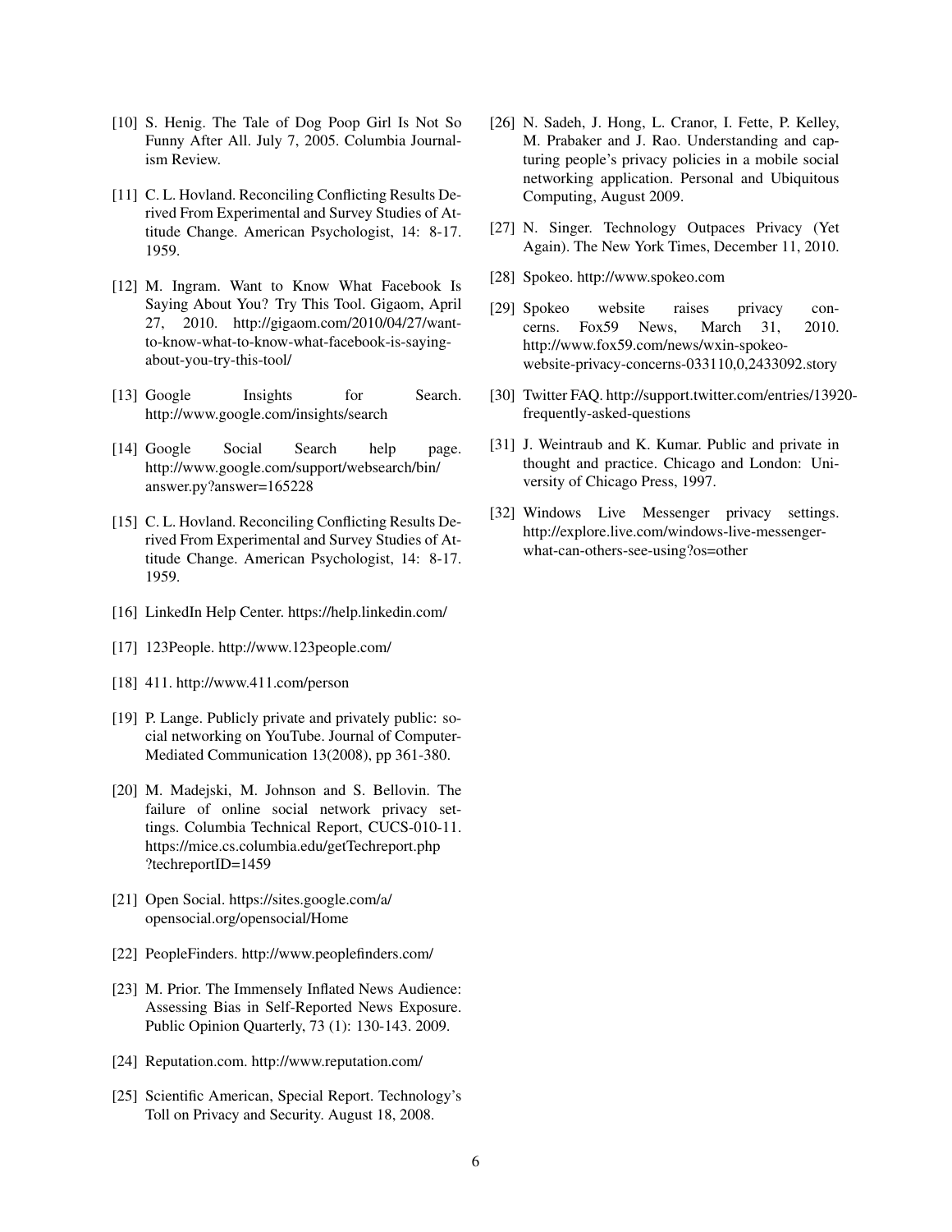[10] S. Henig. The Tale of Dog Poop Girl Is Not So Funny After All. July 7, 2005. Columbia Journalism Review.

[11] C. L. Hovland. Reconciling Conflicting Results Derived From Experimental and Survey Studies of Attitude Change. American Psychologist, 14: 8-17. 1959.

[12] M. Ingram. Want to Know What Facebook Is Saying About You? Try This Tool. Gigaom, April 27, 2010. http://gigaom.com/2010/04/27/want-to-know-what-to-know-what-facebook-is-saying-about-you-try-this-tool/

[13] Google Insights for Search. http://www.google.com/insights/search

[14] Google Social Search help page. http://www.google.com/support/websearch/bin/answer.py?answer=165228

[15] C. L. Hovland. Reconciling Conflicting Results Derived From Experimental and Survey Studies of Attitude Change. American Psychologist, 14: 8-17. 1959.

[16] LinkedIn Help Center. https://help.linkedin.com/

[17] 123People. http://www.123people.com/

[18] 411. http://www.411.com/person

[19] P. Lange. Publicly private and privately public: social networking on YouTube. Journal of Computer-Mediated Communication 13(2008), pp 361-380.

[20] M. Madejski, M. Johnson and S. Bellovin. The failure of online social network privacy settings. Columbia Technical Report, CUCS-010-11. https://mice.cs.columbia.edu/getTechreport.php?techreportID=1459

[21] Open Social. https://sites.google.com/a/opensocial.org/opensocial/Home

[22] PeopleFinders. http://www.peoplefinders.com/

[23] M. Prior. The Immensely Inflated News Audience: Assessing Bias in Self-Reported News Exposure. Public Opinion Quarterly, 73 (1): 130-143. 2009.

[24] Reputation.com. http://www.reputation.com/

[25] Scientific American, Special Report. Technology's Toll on Privacy and Security. August 18, 2008.

[26] N. Sadeh, J. Hong, L. Cranor, I. Fette, P. Kelley, M. Prabaker and J. Rao. Understanding and capturing people's privacy policies in a mobile social networking application. Personal and Ubiquitous Computing, August 2009.

[27] N. Singer. Technology Outpaces Privacy (Yet Again). The New York Times, December 11, 2010.

[28] Spokeo. http://www.spokeo.com

[29] Spokeo website raises privacy concerns. Fox59 News, March 31, 2010. http://www.fox59.com/news/wxin-spokeo-website-privacy-concerns-033110,0,2433092.story

[30] Twitter FAQ. http://support.twitter.com/entries/13920-frequently-asked-questions

[31] J. Weintraub and K. Kumar. Public and private in thought and practice. Chicago and London: University of Chicago Press, 1997.

[32] Windows Live Messenger privacy settings. http://explore.live.com/windows-live-messenger-what-can-others-see-using?os=other